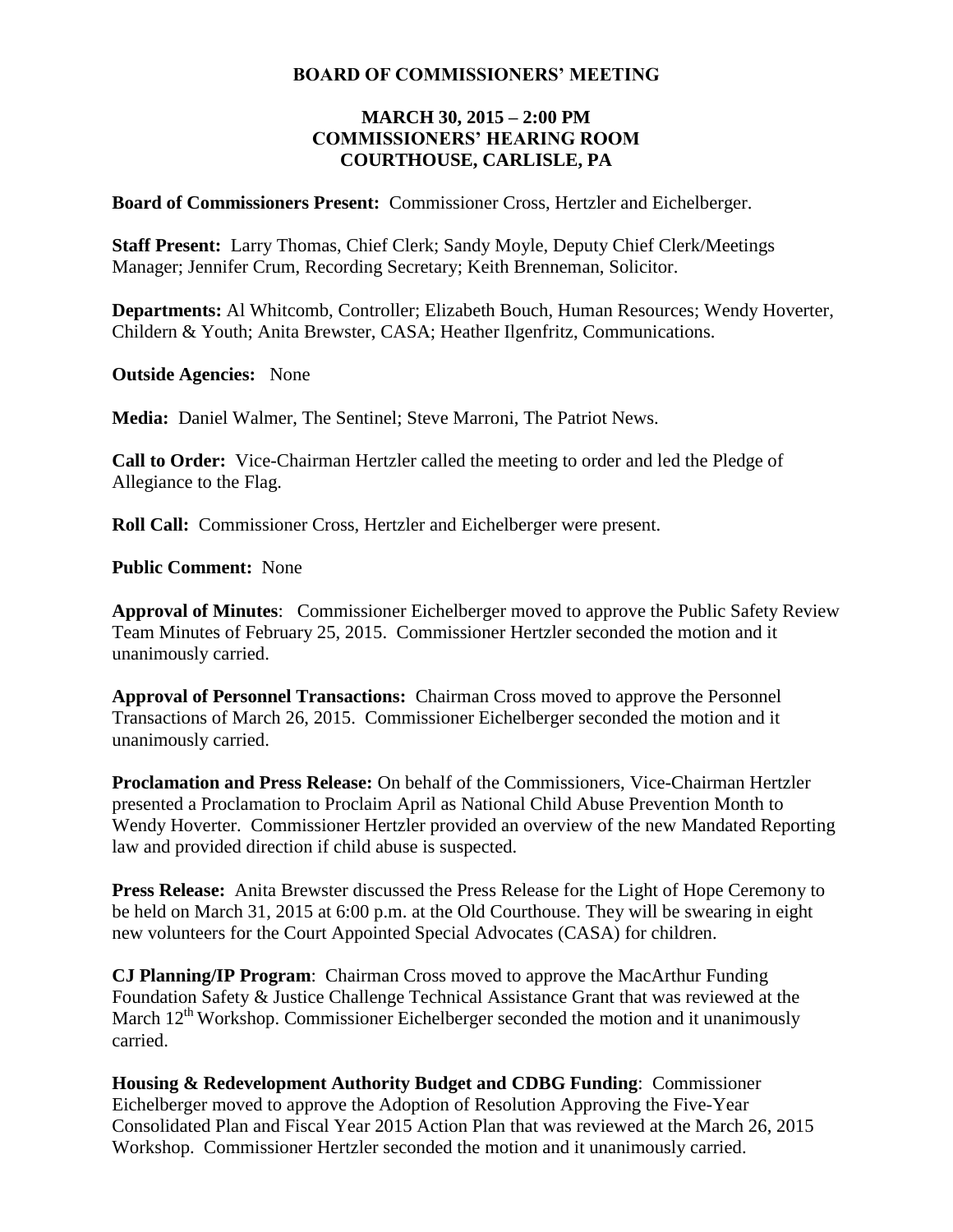# BOARD OF COMMISSIONERS' MEETING

## MARCH 30, 2015 – 2:00 PM
## COMMISSIONERS' HEARING ROOM
## COURTHOUSE, CARLISLE, PA

**Board of Commissioners Present:** Commissioner Cross, Hertzler and Eichelberger.

**Staff Present:** Larry Thomas, Chief Clerk; Sandy Moyle, Deputy Chief Clerk/Meetings Manager; Jennifer Crum, Recording Secretary; Keith Brenneman, Solicitor.

**Departments:** Al Whitcomb, Controller; Elizabeth Bouch, Human Resources; Wendy Hoverter, Childern & Youth; Anita Brewster, CASA; Heather Ilgenfritz, Communications.

**Outside Agencies:** None

**Media:** Daniel Walmer, The Sentinel; Steve Marroni, The Patriot News.

**Call to Order:** Vice-Chairman Hertzler called the meeting to order and led the Pledge of Allegiance to the Flag.

**Roll Call:** Commissioner Cross, Hertzler and Eichelberger were present.

**Public Comment:** None

**Approval of Minutes**: Commissioner Eichelberger moved to approve the Public Safety Review Team Minutes of February 25, 2015. Commissioner Hertzler seconded the motion and it unanimously carried.

**Approval of Personnel Transactions:** Chairman Cross moved to approve the Personnel Transactions of March 26, 2015. Commissioner Eichelberger seconded the motion and it unanimously carried.

**Proclamation and Press Release:** On behalf of the Commissioners, Vice-Chairman Hertzler presented a Proclamation to Proclaim April as National Child Abuse Prevention Month to Wendy Hoverter. Commissioner Hertzler provided an overview of the new Mandated Reporting law and provided direction if child abuse is suspected.

**Press Release:** Anita Brewster discussed the Press Release for the Light of Hope Ceremony to be held on March 31, 2015 at 6:00 p.m. at the Old Courthouse. They will be swearing in eight new volunteers for the Court Appointed Special Advocates (CASA) for children.

**CJ Planning/IP Program**: Chairman Cross moved to approve the MacArthur Funding Foundation Safety & Justice Challenge Technical Assistance Grant that was reviewed at the March 12th Workshop. Commissioner Eichelberger seconded the motion and it unanimously carried.

**Housing & Redevelopment Authority Budget and CDBG Funding**: Commissioner Eichelberger moved to approve the Adoption of Resolution Approving the Five-Year Consolidated Plan and Fiscal Year 2015 Action Plan that was reviewed at the March 26, 2015 Workshop. Commissioner Hertzler seconded the motion and it unanimously carried.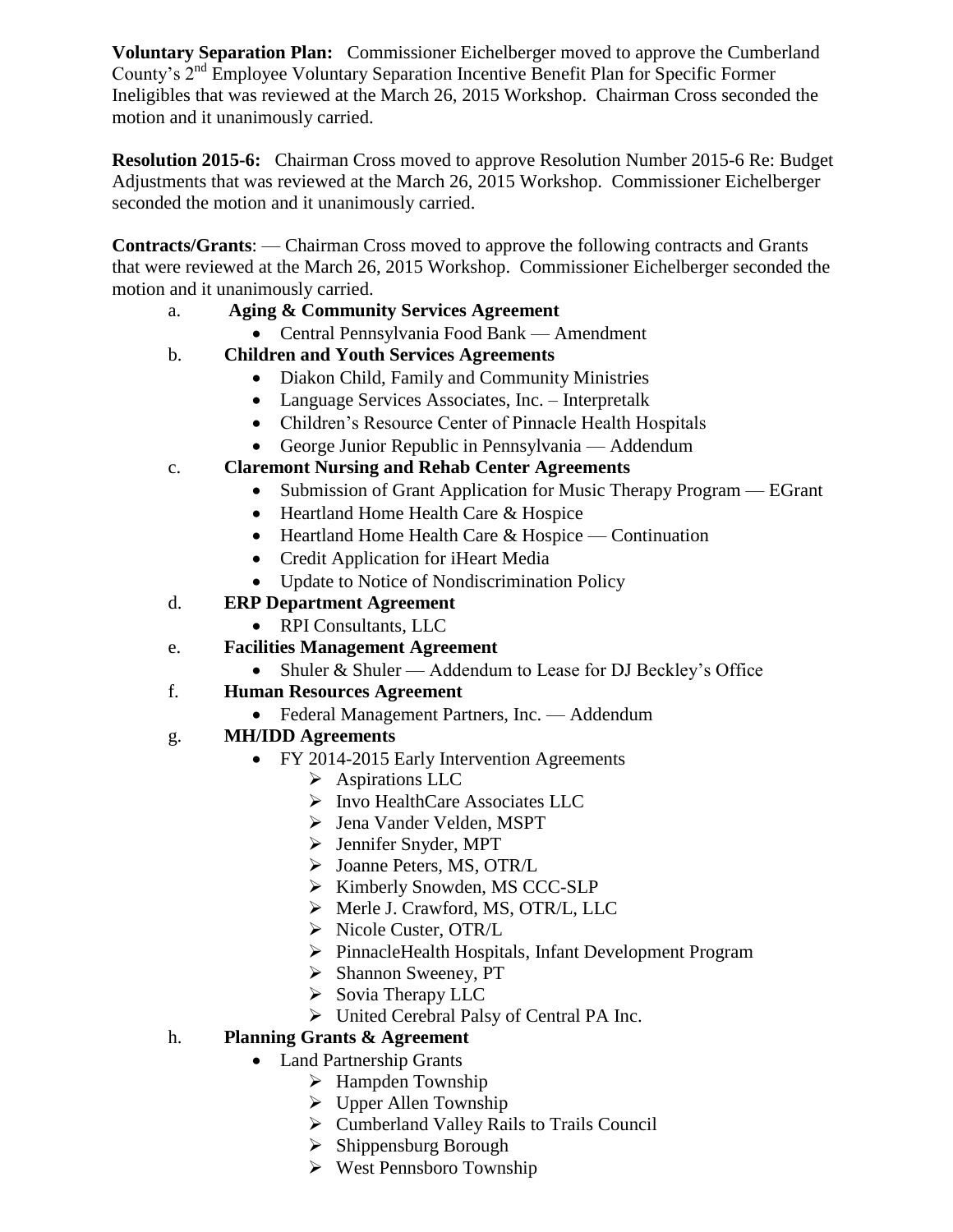**Voluntary Separation Plan:** Commissioner Eichelberger moved to approve the Cumberland County's 2nd Employee Voluntary Separation Incentive Benefit Plan for Specific Former Ineligibles that was reviewed at the March 26, 2015 Workshop. Chairman Cross seconded the motion and it unanimously carried.

**Resolution 2015-6:** Chairman Cross moved to approve Resolution Number 2015-6 Re: Budget Adjustments that was reviewed at the March 26, 2015 Workshop. Commissioner Eichelberger seconded the motion and it unanimously carried.

**Contracts/Grants**: — Chairman Cross moved to approve the following contracts and Grants that were reviewed at the March 26, 2015 Workshop. Commissioner Eichelberger seconded the motion and it unanimously carried.

a. **Aging & Community Services Agreement**
   - Central Pennsylvania Food Bank — Amendment

b. **Children and Youth Services Agreements**
   - Diakon Child, Family and Community Ministries
   - Language Services Associates, Inc. – Interpretalk
   - Children's Resource Center of Pinnacle Health Hospitals
   - George Junior Republic in Pennsylvania — Addendum

c. **Claremont Nursing and Rehab Center Agreements**
   - Submission of Grant Application for Music Therapy Program — EGrant
   - Heartland Home Health Care & Hospice
   - Heartland Home Health Care & Hospice — Continuation
   - Credit Application for iHeart Media
   - Update to Notice of Nondiscrimination Policy

d. **ERP Department Agreement**
   - RPI Consultants, LLC

e. **Facilities Management Agreement**
   - Shuler & Shuler — Addendum to Lease for DJ Beckley's Office

f. **Human Resources Agreement**
   - Federal Management Partners, Inc. — Addendum

g. **MH/IDD Agreements**
   - FY 2014-2015 Early Intervention Agreements
     - Aspirations LLC
     - Invo HealthCare Associates LLC
     - Jena Vander Velden, MSPT
     - Jennifer Snyder, MPT
     - Joanne Peters, MS, OTR/L
     - Kimberly Snowden, MS CCC-SLP
     - Merle J. Crawford, MS, OTR/L, LLC
     - Nicole Custer, OTR/L
     - PinnacleHealth Hospitals, Infant Development Program
     - Shannon Sweeney, PT
     - Sovia Therapy LLC
     - United Cerebral Palsy of Central PA Inc.

h. **Planning Grants & Agreement**
   - Land Partnership Grants
     - Hampden Township
     - Upper Allen Township
     - Cumberland Valley Rails to Trails Council
     - Shippensburg Borough
     - West Pennsboro Township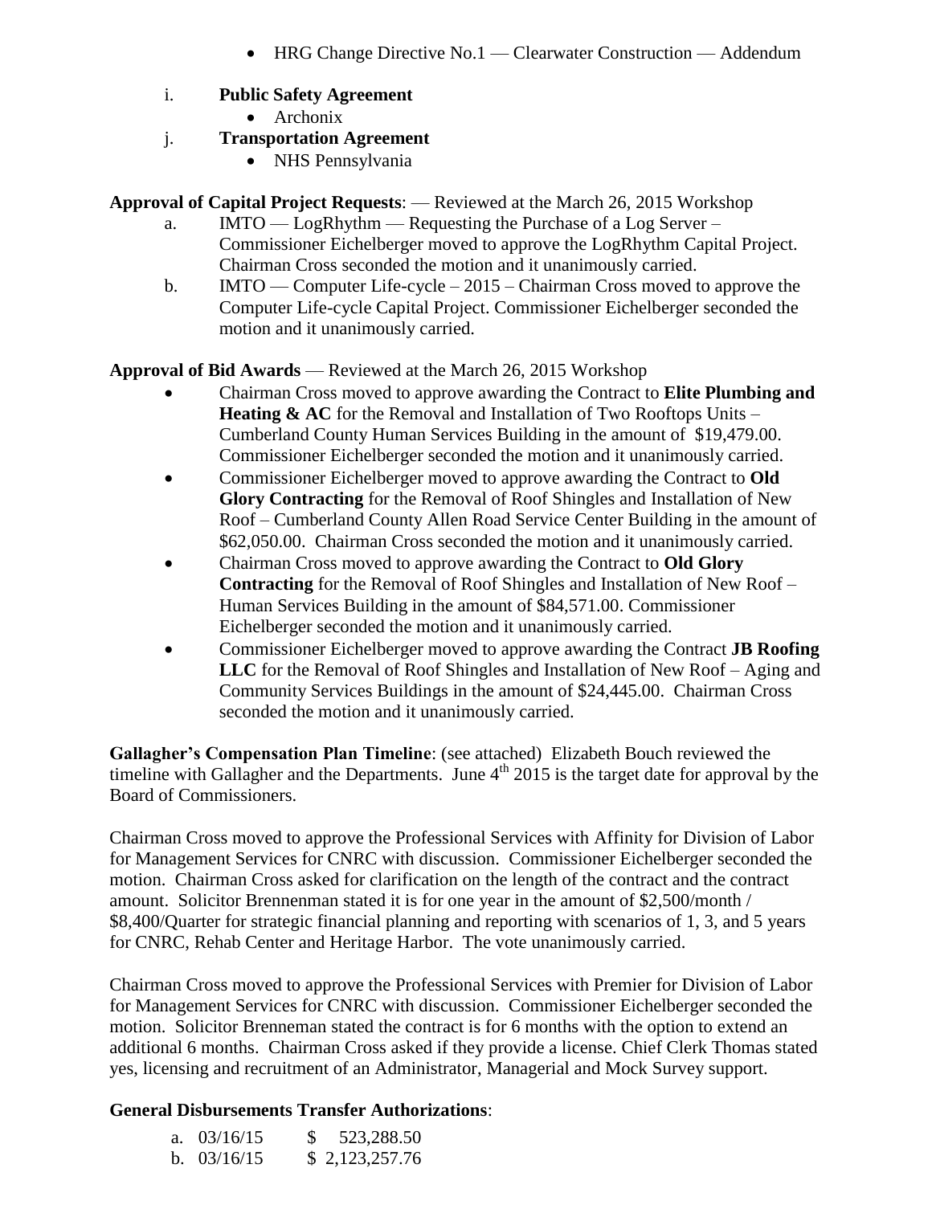- HRG Change Directive No.1 — Clearwater Construction — Addendum

i. **Public Safety Agreement**
   - Archonix

j. **Transportation Agreement**
   - NHS Pennsylvania

**Approval of Capital Project Requests**: — Reviewed at the March 26, 2015 Workshop

a. IMTO — LogRhythm — Requesting the Purchase of a Log Server – Commissioner Eichelberger moved to approve the LogRhythm Capital Project. Chairman Cross seconded the motion and it unanimously carried.

b. IMTO — Computer Life-cycle – 2015 – Chairman Cross moved to approve the Computer Life-cycle Capital Project. Commissioner Eichelberger seconded the motion and it unanimously carried.

**Approval of Bid Awards** — Reviewed at the March 26, 2015 Workshop

- Chairman Cross moved to approve awarding the Contract to **Elite Plumbing and Heating & AC** for the Removal and Installation of Two Rooftops Units – Cumberland County Human Services Building in the amount of $19,479.00. Commissioner Eichelberger seconded the motion and it unanimously carried.
- Commissioner Eichelberger moved to approve awarding the Contract to **Old Glory Contracting** for the Removal of Roof Shingles and Installation of New Roof – Cumberland County Allen Road Service Center Building in the amount of $62,050.00. Chairman Cross seconded the motion and it unanimously carried.
- Chairman Cross moved to approve awarding the Contract to **Old Glory Contracting** for the Removal of Roof Shingles and Installation of New Roof – Human Services Building in the amount of $84,571.00. Commissioner Eichelberger seconded the motion and it unanimously carried.
- Commissioner Eichelberger moved to approve awarding the Contract **JB Roofing LLC** for the Removal of Roof Shingles and Installation of New Roof – Aging and Community Services Buildings in the amount of $24,445.00. Chairman Cross seconded the motion and it unanimously carried.

**Gallagher's Compensation Plan Timeline**: (see attached) Elizabeth Bouch reviewed the timeline with Gallagher and the Departments. June 4th 2015 is the target date for approval by the Board of Commissioners.

Chairman Cross moved to approve the Professional Services with Affinity for Division of Labor for Management Services for CNRC with discussion. Commissioner Eichelberger seconded the motion. Chairman Cross asked for clarification on the length of the contract and the contract amount. Solicitor Brennenman stated it is for one year in the amount of $2,500/month / $8,400/Quarter for strategic financial planning and reporting with scenarios of 1, 3, and 5 years for CNRC, Rehab Center and Heritage Harbor. The vote unanimously carried.

Chairman Cross moved to approve the Professional Services with Premier for Division of Labor for Management Services for CNRC with discussion. Commissioner Eichelberger seconded the motion. Solicitor Brenneman stated the contract is for 6 months with the option to extend an additional 6 months. Chairman Cross asked if they provide a license. Chief Clerk Thomas stated yes, licensing and recruitment of an Administrator, Managerial and Mock Survey support.

## General Disbursements Transfer Authorizations:

a. 03/16/15 $ 523,288.50
b. 03/16/15 $ 2,123,257.76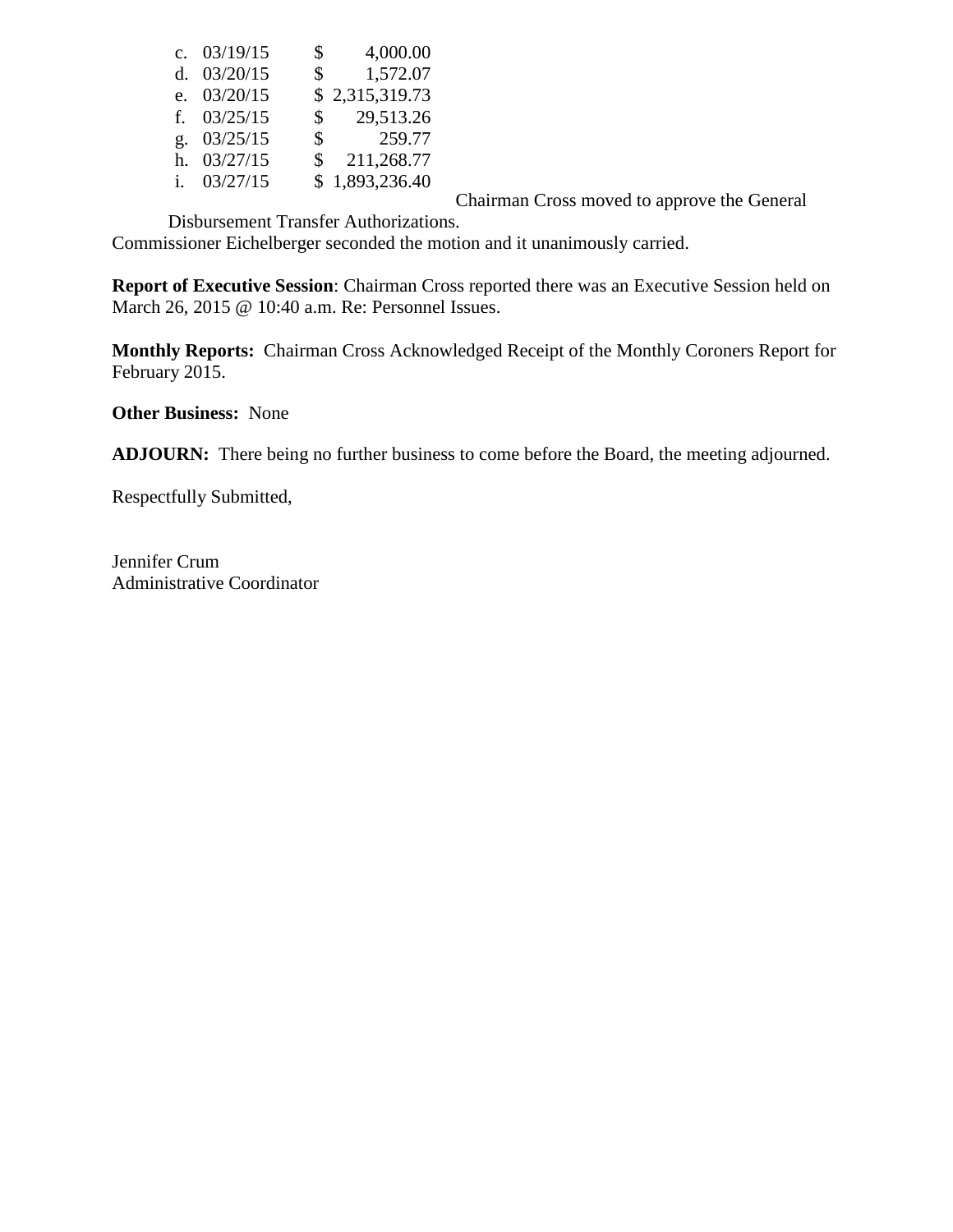c. 03/19/15 $ 4,000.00
d. 03/20/15 $ 1,572.07
e. 03/20/15 $ 2,315,319.73
f. 03/25/15 $ 29,513.26
g. 03/25/15 $ 259.77
h. 03/27/15 $ 211,268.77
i. 03/27/15 $ 1,893,236.40

Chairman Cross moved to approve the General Disbursement Transfer Authorizations.
Commissioner Eichelberger seconded the motion and it unanimously carried.

**Report of Executive Session**: Chairman Cross reported there was an Executive Session held on March 26, 2015 @ 10:40 a.m. Re: Personnel Issues.

**Monthly Reports:** Chairman Cross Acknowledged Receipt of the Monthly Coroners Report for February 2015.

**Other Business:** None

**ADJOURN:** There being no further business to come before the Board, the meeting adjourned.

Respectfully Submitted,

Jennifer Crum
Administrative Coordinator